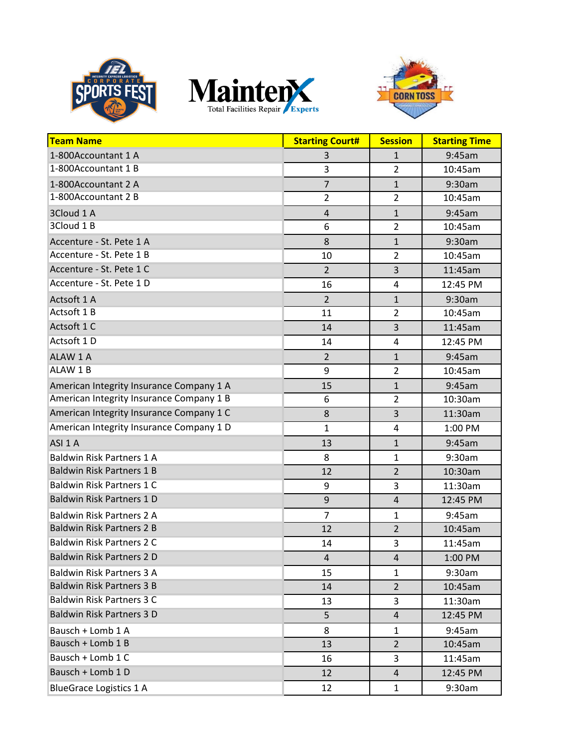| Team Name | Starting Court# | Session | Starting Time |
|---|---|---|---|
| 1-800Accountant 1 A | 3 | 1 | 9:45am |
| 1-800Accountant 1 B | 3 | 2 | 10:45am |
| 1-800Accountant 2 A | 7 | 1 | 9:30am |
| 1-800Accountant 2 B | 2 | 2 | 10:45am |
| 3Cloud 1 A | 4 | 1 | 9:45am |
| 3Cloud 1 B | 6 | 2 | 10:45am |
| Accenture - St. Pete 1 A | 8 | 1 | 9:30am |
| Accenture - St. Pete 1 B | 10 | 2 | 10:45am |
| Accenture - St. Pete 1 C | 2 | 3 | 11:45am |
| Accenture - St. Pete 1 D | 16 | 4 | 12:45 PM |
| Actsoft 1 A | 2 | 1 | 9:30am |
| Actsoft 1 B | 11 | 2 | 10:45am |
| Actsoft 1 C | 14 | 3 | 11:45am |
| Actsoft 1 D | 14 | 4 | 12:45 PM |
| ALAW 1 A | 2 | 1 | 9:45am |
| ALAW 1 B | 9 | 2 | 10:45am |
| American Integrity Insurance Company 1 A | 15 | 1 | 9:45am |
| American Integrity Insurance Company 1 B | 6 | 2 | 10:30am |
| American Integrity Insurance Company 1 C | 8 | 3 | 11:30am |
| American Integrity Insurance Company 1 D | 1 | 4 | 1:00 PM |
| ASI 1 A | 13 | 1 | 9:45am |
| Baldwin Risk Partners 1 A | 8 | 1 | 9:30am |
| Baldwin Risk Partners 1 B | 12 | 2 | 10:30am |
| Baldwin Risk Partners 1 C | 9 | 3 | 11:30am |
| Baldwin Risk Partners 1 D | 9 | 4 | 12:45 PM |
| Baldwin Risk Partners 2 A | 7 | 1 | 9:45am |
| Baldwin Risk Partners 2 B | 12 | 2 | 10:45am |
| Baldwin Risk Partners 2 C | 14 | 3 | 11:45am |
| Baldwin Risk Partners 2 D | 4 | 4 | 1:00 PM |
| Baldwin Risk Partners 3 A | 15 | 1 | 9:30am |
| Baldwin Risk Partners 3 B | 14 | 2 | 10:45am |
| Baldwin Risk Partners 3 C | 13 | 3 | 11:30am |
| Baldwin Risk Partners 3 D | 5 | 4 | 12:45 PM |
| Bausch + Lomb 1 A | 8 | 1 | 9:45am |
| Bausch + Lomb 1 B | 13 | 2 | 10:45am |
| Bausch + Lomb 1 C | 16 | 3 | 11:45am |
| Bausch + Lomb 1 D | 12 | 4 | 12:45 PM |
| BlueGrace Logistics 1 A | 12 | 1 | 9:30am |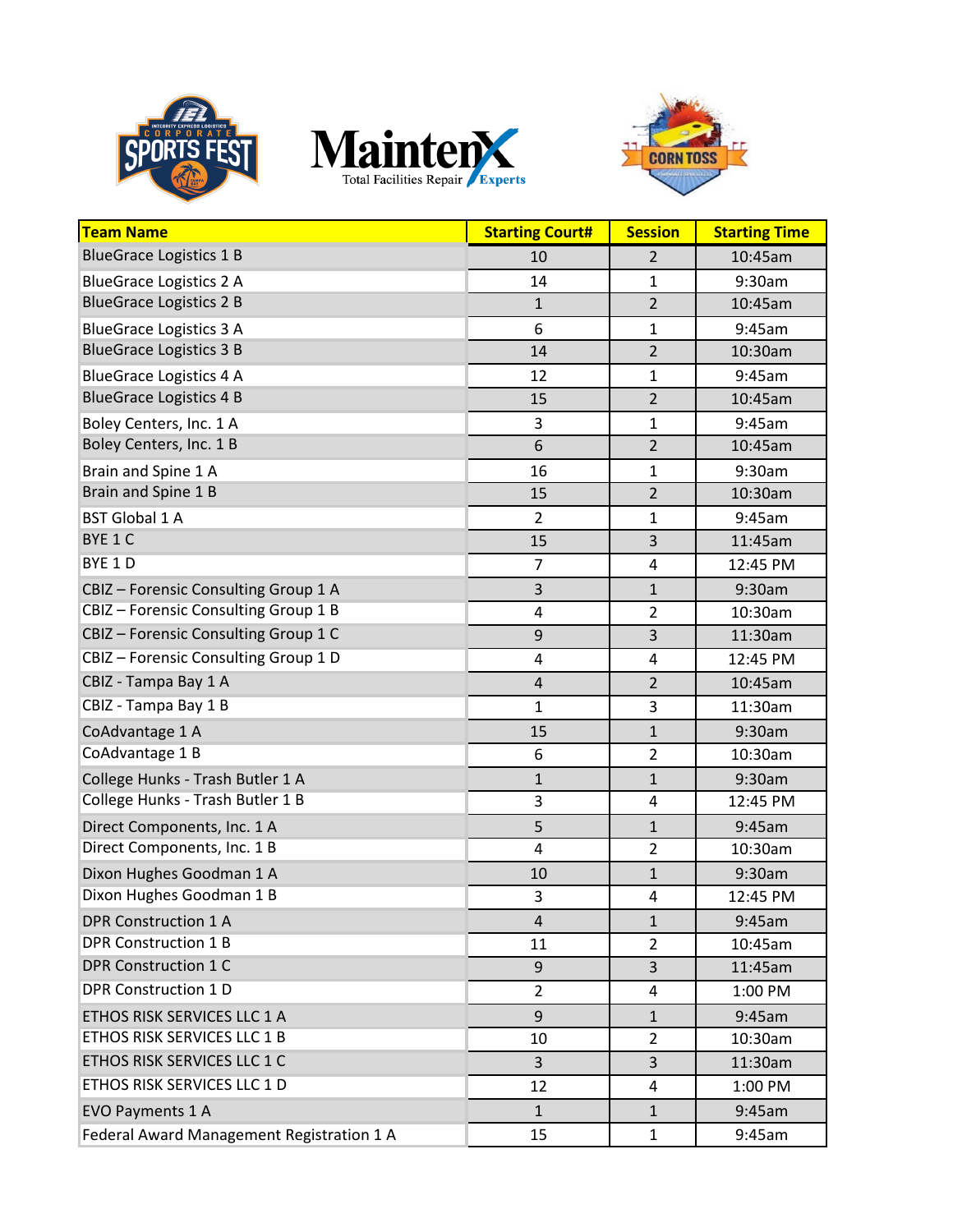| Team Name | Starting Court# | Session | Starting Time |
|---|---|---|---|
| BlueGrace Logistics 1 B | 10 | 2 | 10:45am |
| BlueGrace Logistics 2 A | 14 | 1 | 9:30am |
| BlueGrace Logistics 2 B | 1 | 2 | 10:45am |
| BlueGrace Logistics 3 A | 6 | 1 | 9:45am |
| BlueGrace Logistics 3 B | 14 | 2 | 10:30am |
| BlueGrace Logistics 4 A | 12 | 1 | 9:45am |
| BlueGrace Logistics 4 B | 15 | 2 | 10:45am |
| Boley Centers, Inc. 1 A | 3 | 1 | 9:45am |
| Boley Centers, Inc. 1 B | 6 | 2 | 10:45am |
| Brain and Spine 1 A | 16 | 1 | 9:30am |
| Brain and Spine 1 B | 15 | 2 | 10:30am |
| BST Global 1 A | 2 | 1 | 9:45am |
| BYE 1 C | 15 | 3 | 11:45am |
| BYE 1 D | 7 | 4 | 12:45 PM |
| CBIZ – Forensic Consulting Group 1 A | 3 | 1 | 9:30am |
| CBIZ – Forensic Consulting Group 1 B | 4 | 2 | 10:30am |
| CBIZ – Forensic Consulting Group 1 C | 9 | 3 | 11:30am |
| CBIZ – Forensic Consulting Group 1 D | 4 | 4 | 12:45 PM |
| CBIZ - Tampa Bay 1 A | 4 | 2 | 10:45am |
| CBIZ - Tampa Bay 1 B | 1 | 3 | 11:30am |
| CoAdvantage 1 A | 15 | 1 | 9:30am |
| CoAdvantage 1 B | 6 | 2 | 10:30am |
| College Hunks - Trash Butler 1 A | 1 | 1 | 9:30am |
| College Hunks - Trash Butler 1 B | 3 | 4 | 12:45 PM |
| Direct Components, Inc. 1 A | 5 | 1 | 9:45am |
| Direct Components, Inc. 1 B | 4 | 2 | 10:30am |
| Dixon Hughes Goodman 1 A | 10 | 1 | 9:30am |
| Dixon Hughes Goodman 1 B | 3 | 4 | 12:45 PM |
| DPR Construction 1 A | 4 | 1 | 9:45am |
| DPR Construction 1 B | 11 | 2 | 10:45am |
| DPR Construction 1 C | 9 | 3 | 11:45am |
| DPR Construction 1 D | 2 | 4 | 1:00 PM |
| ETHOS RISK SERVICES LLC 1 A | 9 | 1 | 9:45am |
| ETHOS RISK SERVICES LLC 1 B | 10 | 2 | 10:30am |
| ETHOS RISK SERVICES LLC 1 C | 3 | 3 | 11:30am |
| ETHOS RISK SERVICES LLC 1 D | 12 | 4 | 1:00 PM |
| EVO Payments 1 A | 1 | 1 | 9:45am |
| Federal Award Management Registration 1 A | 15 | 1 | 9:45am |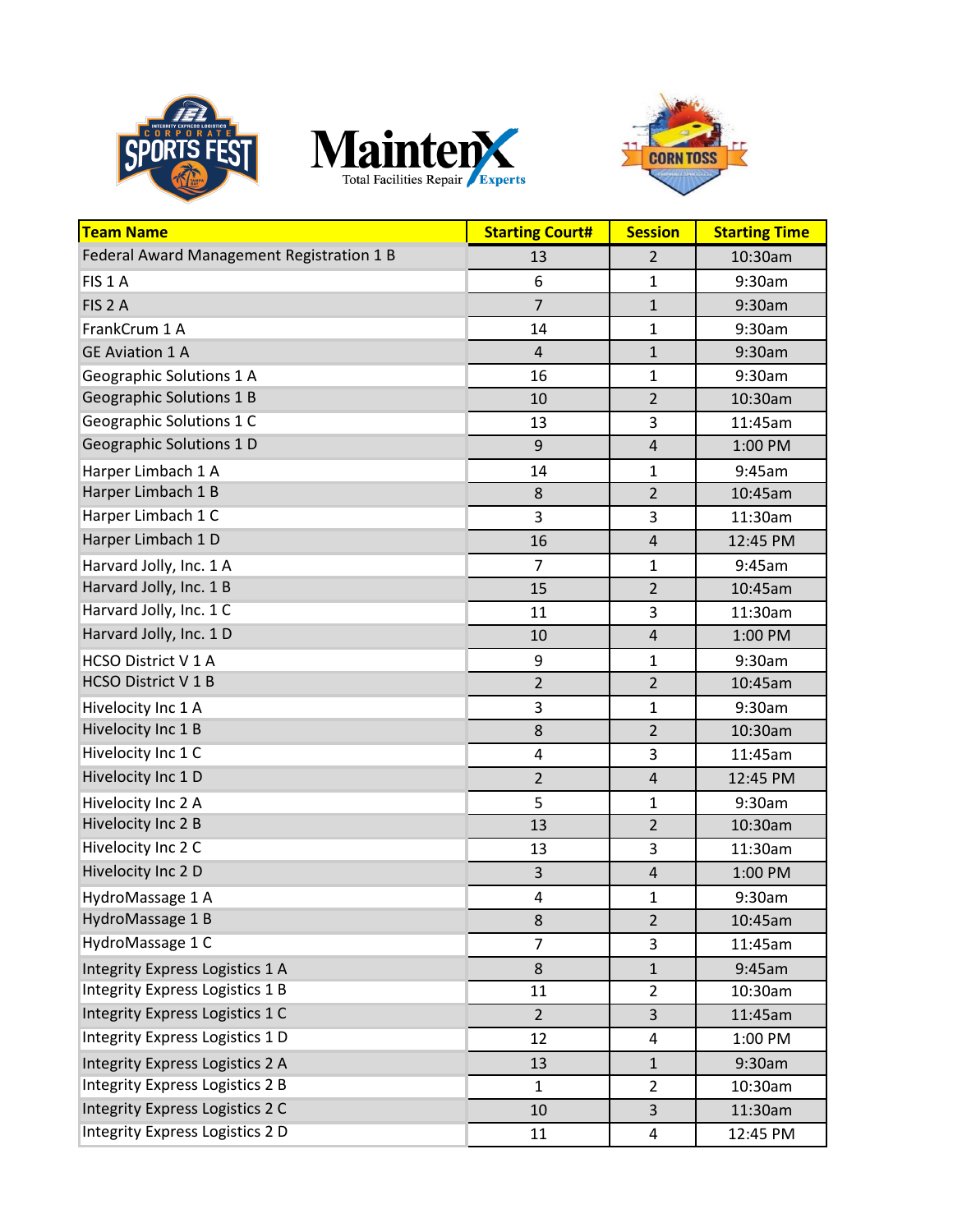| Team Name | Starting Court# | Session | Starting Time |
| --- | --- | --- | --- |
| Federal Award Management Registration 1 B | 13 | 2 | 10:30am |
| FIS 1 A | 6 | 1 | 9:30am |
| FIS 2 A | 7 | 1 | 9:30am |
| FrankCrum 1 A | 14 | 1 | 9:30am |
| GE Aviation 1 A | 4 | 1 | 9:30am |
| Geographic Solutions 1 A | 16 | 1 | 9:30am |
| Geographic Solutions 1 B | 10 | 2 | 10:30am |
| Geographic Solutions 1 C | 13 | 3 | 11:45am |
| Geographic Solutions 1 D | 9 | 4 | 1:00 PM |
| Harper Limbach 1 A | 14 | 1 | 9:45am |
| Harper Limbach 1 B | 8 | 2 | 10:45am |
| Harper Limbach 1 C | 3 | 3 | 11:30am |
| Harper Limbach 1 D | 16 | 4 | 12:45 PM |
| Harvard Jolly, Inc. 1 A | 7 | 1 | 9:45am |
| Harvard Jolly, Inc. 1 B | 15 | 2 | 10:45am |
| Harvard Jolly, Inc. 1 C | 11 | 3 | 11:30am |
| Harvard Jolly, Inc. 1 D | 10 | 4 | 1:00 PM |
| HCSO District V 1 A | 9 | 1 | 9:30am |
| HCSO District V 1 B | 2 | 2 | 10:45am |
| Hivelocity Inc 1 A | 3 | 1 | 9:30am |
| Hivelocity Inc 1 B | 8 | 2 | 10:30am |
| Hivelocity Inc 1 C | 4 | 3 | 11:45am |
| Hivelocity Inc 1 D | 2 | 4 | 12:45 PM |
| Hivelocity Inc 2 A | 5 | 1 | 9:30am |
| Hivelocity Inc 2 B | 13 | 2 | 10:30am |
| Hivelocity Inc 2 C | 13 | 3 | 11:30am |
| Hivelocity Inc 2 D | 3 | 4 | 1:00 PM |
| HydroMassage 1 A | 4 | 1 | 9:30am |
| HydroMassage 1 B | 8 | 2 | 10:45am |
| HydroMassage 1 C | 7 | 3 | 11:45am |
| Integrity Express Logistics 1 A | 8 | 1 | 9:45am |
| Integrity Express Logistics 1 B | 11 | 2 | 10:30am |
| Integrity Express Logistics 1 C | 2 | 3 | 11:45am |
| Integrity Express Logistics 1 D | 12 | 4 | 1:00 PM |
| Integrity Express Logistics 2 A | 13 | 1 | 9:30am |
| Integrity Express Logistics 2 B | 1 | 2 | 10:30am |
| Integrity Express Logistics 2 C | 10 | 3 | 11:30am |
| Integrity Express Logistics 2 D | 11 | 4 | 12:45 PM |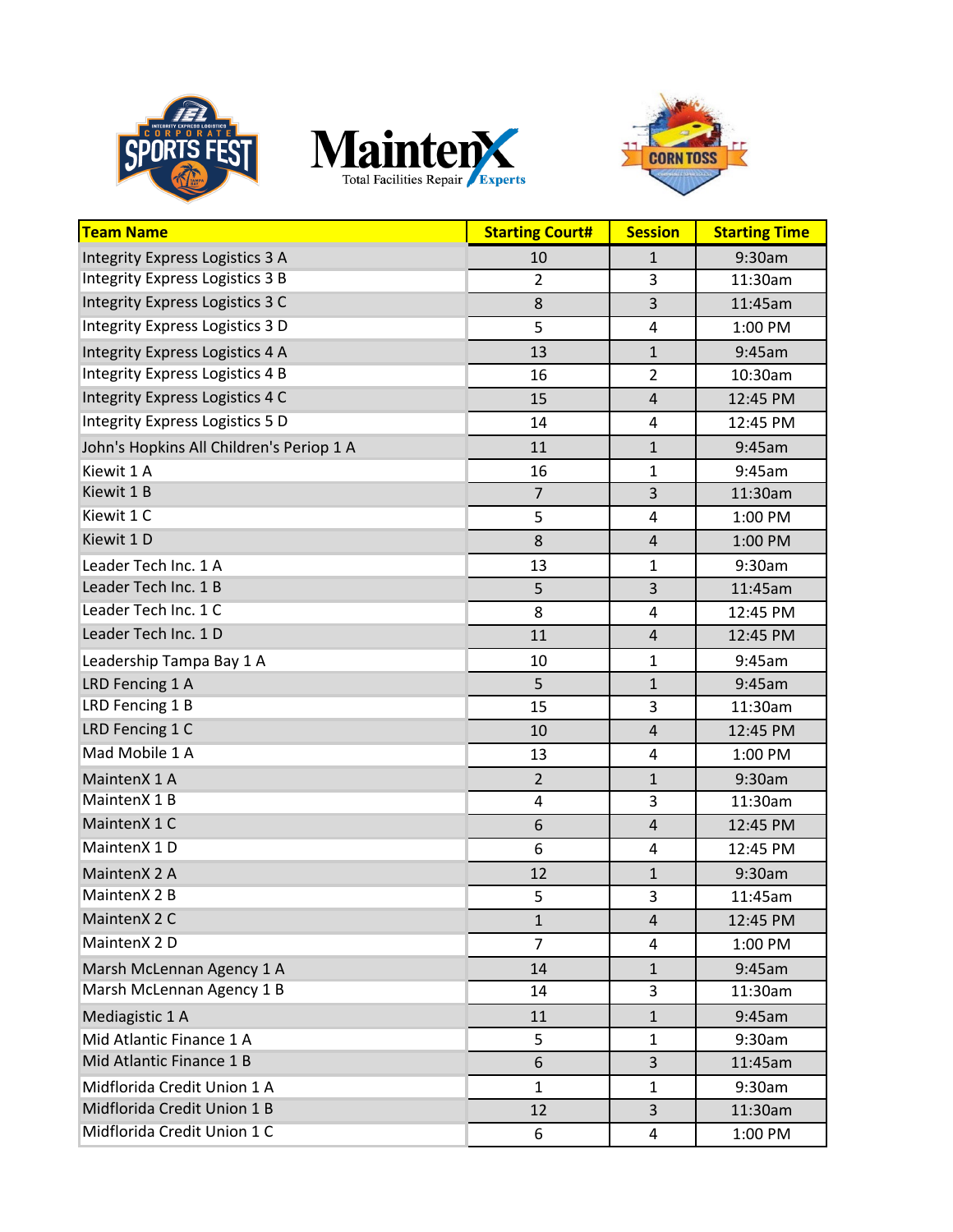| Team Name | Starting Court# | Session | Starting Time |
|---|---|---|---|
| Integrity Express Logistics 3 A | 10 | 1 | 9:30am |
| Integrity Express Logistics 3 B | 2 | 3 | 11:30am |
| Integrity Express Logistics 3 C | 8 | 3 | 11:45am |
| Integrity Express Logistics 3 D | 5 | 4 | 1:00 PM |
| Integrity Express Logistics 4 A | 13 | 1 | 9:45am |
| Integrity Express Logistics 4 B | 16 | 2 | 10:30am |
| Integrity Express Logistics 4 C | 15 | 4 | 12:45 PM |
| Integrity Express Logistics 5 D | 14 | 4 | 12:45 PM |
| John's Hopkins All Children's Periop 1 A | 11 | 1 | 9:45am |
| Kiewit 1 A | 16 | 1 | 9:45am |
| Kiewit 1 B | 7 | 3 | 11:30am |
| Kiewit 1 C | 5 | 4 | 1:00 PM |
| Kiewit 1 D | 8 | 4 | 1:00 PM |
| Leader Tech Inc. 1 A | 13 | 1 | 9:30am |
| Leader Tech Inc. 1 B | 5 | 3 | 11:45am |
| Leader Tech Inc. 1 C | 8 | 4 | 12:45 PM |
| Leader Tech Inc. 1 D | 11 | 4 | 12:45 PM |
| Leadership Tampa Bay 1 A | 10 | 1 | 9:45am |
| LRD Fencing 1 A | 5 | 1 | 9:45am |
| LRD Fencing 1 B | 15 | 3 | 11:30am |
| LRD Fencing 1 C | 10 | 4 | 12:45 PM |
| Mad Mobile 1 A | 13 | 4 | 1:00 PM |
| MaintenX 1 A | 2 | 1 | 9:30am |
| MaintenX 1 B | 4 | 3 | 11:30am |
| MaintenX 1 C | 6 | 4 | 12:45 PM |
| MaintenX 1 D | 6 | 4 | 12:45 PM |
| MaintenX 2 A | 12 | 1 | 9:30am |
| MaintenX 2 B | 5 | 3 | 11:45am |
| MaintenX 2 C | 1 | 4 | 12:45 PM |
| MaintenX 2 D | 7 | 4 | 1:00 PM |
| Marsh McLennan Agency 1 A | 14 | 1 | 9:45am |
| Marsh McLennan Agency 1 B | 14 | 3 | 11:30am |
| Mediagistic 1 A | 11 | 1 | 9:45am |
| Mid Atlantic Finance 1 A | 5 | 1 | 9:30am |
| Mid Atlantic Finance 1 B | 6 | 3 | 11:45am |
| Midflorida Credit Union 1 A | 1 | 1 | 9:30am |
| Midflorida Credit Union 1 B | 12 | 3 | 11:30am |
| Midflorida Credit Union 1 C | 6 | 4 | 1:00 PM |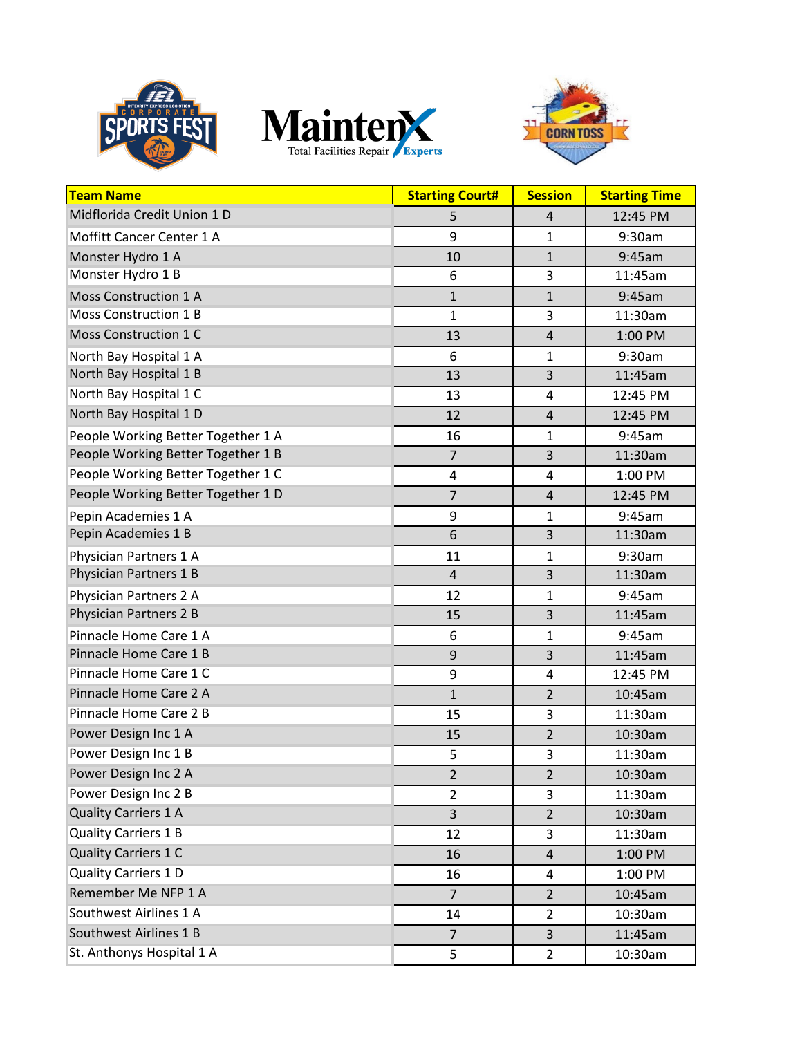| Team Name | Starting Court# | Session | Starting Time |
|---|---|---|---|
| Midflorida Credit Union 1 D | 5 | 4 | 12:45 PM |
| Moffitt Cancer Center 1 A | 9 | 1 | 9:30am |
| Monster Hydro 1 A | 10 | 1 | 9:45am |
| Monster Hydro 1 B | 6 | 3 | 11:45am |
| Moss Construction 1 A | 1 | 1 | 9:45am |
| Moss Construction 1 B | 1 | 3 | 11:30am |
| Moss Construction 1 C | 13 | 4 | 1:00 PM |
| North Bay Hospital 1 A | 6 | 1 | 9:30am |
| North Bay Hospital 1 B | 13 | 3 | 11:45am |
| North Bay Hospital 1 C | 13 | 4 | 12:45 PM |
| North Bay Hospital 1 D | 12 | 4 | 12:45 PM |
| People Working Better Together 1 A | 16 | 1 | 9:45am |
| People Working Better Together 1 B | 7 | 3 | 11:30am |
| People Working Better Together 1 C | 4 | 4 | 1:00 PM |
| People Working Better Together 1 D | 7 | 4 | 12:45 PM |
| Pepin Academies 1 A | 9 | 1 | 9:45am |
| Pepin Academies 1 B | 6 | 3 | 11:30am |
| Physician Partners 1 A | 11 | 1 | 9:30am |
| Physician Partners 1 B | 4 | 3 | 11:30am |
| Physician Partners 2 A | 12 | 1 | 9:45am |
| Physician Partners 2 B | 15 | 3 | 11:45am |
| Pinnacle Home Care 1 A | 6 | 1 | 9:45am |
| Pinnacle Home Care 1 B | 9 | 3 | 11:45am |
| Pinnacle Home Care 1 C | 9 | 4 | 12:45 PM |
| Pinnacle Home Care 2 A | 1 | 2 | 10:45am |
| Pinnacle Home Care 2 B | 15 | 3 | 11:30am |
| Power Design Inc 1 A | 15 | 2 | 10:30am |
| Power Design Inc 1 B | 5 | 3 | 11:30am |
| Power Design Inc 2 A | 2 | 2 | 10:30am |
| Power Design Inc 2 B | 2 | 3 | 11:30am |
| Quality Carriers 1 A | 3 | 2 | 10:30am |
| Quality Carriers 1 B | 12 | 3 | 11:30am |
| Quality Carriers 1 C | 16 | 4 | 1:00 PM |
| Quality Carriers 1 D | 16 | 4 | 1:00 PM |
| Remember Me NFP 1 A | 7 | 2 | 10:45am |
| Southwest Airlines 1 A | 14 | 2 | 10:30am |
| Southwest Airlines 1 B | 7 | 3 | 11:45am |
| St. Anthonys Hospital 1 A | 5 | 2 | 10:30am |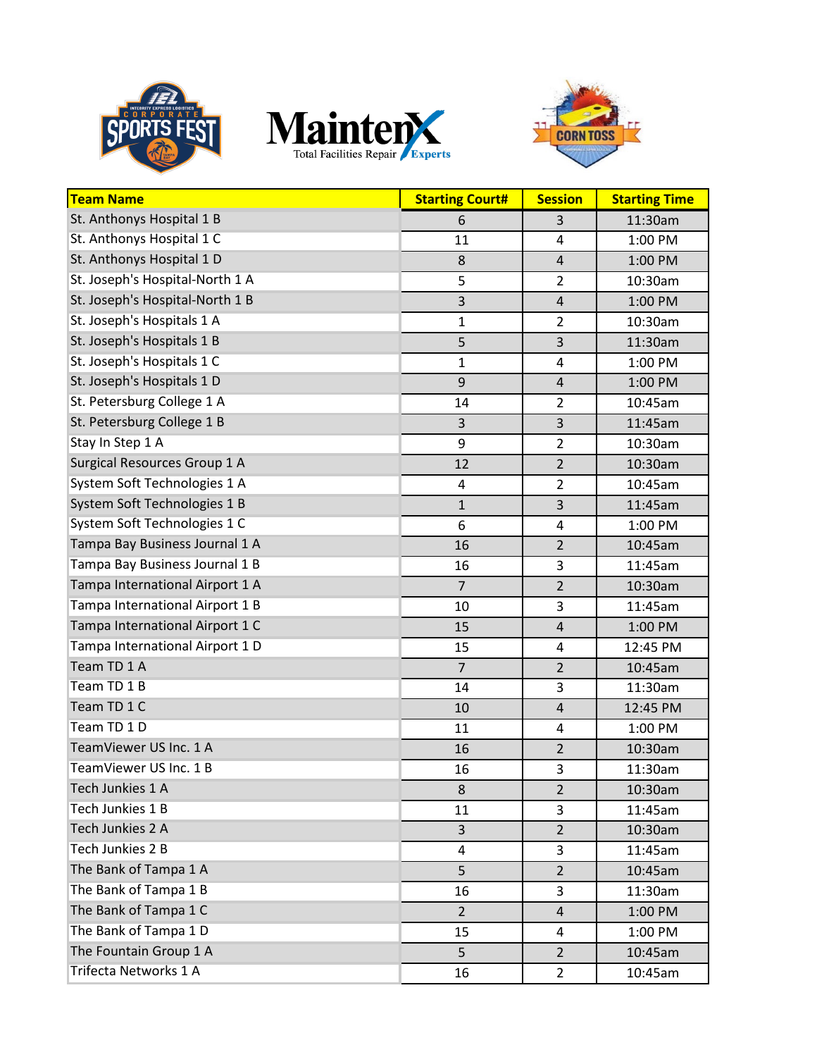| Team Name | Starting Court# | Session | Starting Time |
|---|---|---|---|
| St. Anthonys Hospital 1 B | 6 | 3 | 11:30am |
| St. Anthonys Hospital 1 C | 11 | 4 | 1:00 PM |
| St. Anthonys Hospital 1 D | 8 | 4 | 1:00 PM |
| St. Joseph's Hospital-North 1 A | 5 | 2 | 10:30am |
| St. Joseph's Hospital-North 1 B | 3 | 4 | 1:00 PM |
| St. Joseph's Hospitals 1 A | 1 | 2 | 10:30am |
| St. Joseph's Hospitals 1 B | 5 | 3 | 11:30am |
| St. Joseph's Hospitals 1 C | 1 | 4 | 1:00 PM |
| St. Joseph's Hospitals 1 D | 9 | 4 | 1:00 PM |
| St. Petersburg College 1 A | 14 | 2 | 10:45am |
| St. Petersburg College 1 B | 3 | 3 | 11:45am |
| Stay In Step 1 A | 9 | 2 | 10:30am |
| Surgical Resources Group 1 A | 12 | 2 | 10:30am |
| System Soft Technologies 1 A | 4 | 2 | 10:45am |
| System Soft Technologies 1 B | 1 | 3 | 11:45am |
| System Soft Technologies 1 C | 6 | 4 | 1:00 PM |
| Tampa Bay Business Journal 1 A | 16 | 2 | 10:45am |
| Tampa Bay Business Journal 1 B | 16 | 3 | 11:45am |
| Tampa International Airport 1 A | 7 | 2 | 10:30am |
| Tampa International Airport 1 B | 10 | 3 | 11:45am |
| Tampa International Airport 1 C | 15 | 4 | 1:00 PM |
| Tampa International Airport 1 D | 15 | 4 | 12:45 PM |
| Team TD 1 A | 7 | 2 | 10:45am |
| Team TD 1 B | 14 | 3 | 11:30am |
| Team TD 1 C | 10 | 4 | 12:45 PM |
| Team TD 1 D | 11 | 4 | 1:00 PM |
| TeamViewer US Inc. 1 A | 16 | 2 | 10:30am |
| TeamViewer US Inc. 1 B | 16 | 3 | 11:30am |
| Tech Junkies 1 A | 8 | 2 | 10:30am |
| Tech Junkies 1 B | 11 | 3 | 11:45am |
| Tech Junkies 2 A | 3 | 2 | 10:30am |
| Tech Junkies 2 B | 4 | 3 | 11:45am |
| The Bank of Tampa 1 A | 5 | 2 | 10:45am |
| The Bank of Tampa 1 B | 16 | 3 | 11:30am |
| The Bank of Tampa 1 C | 2 | 4 | 1:00 PM |
| The Bank of Tampa 1 D | 15 | 4 | 1:00 PM |
| The Fountain Group 1 A | 5 | 2 | 10:45am |
| Trifecta Networks 1 A | 16 | 2 | 10:45am |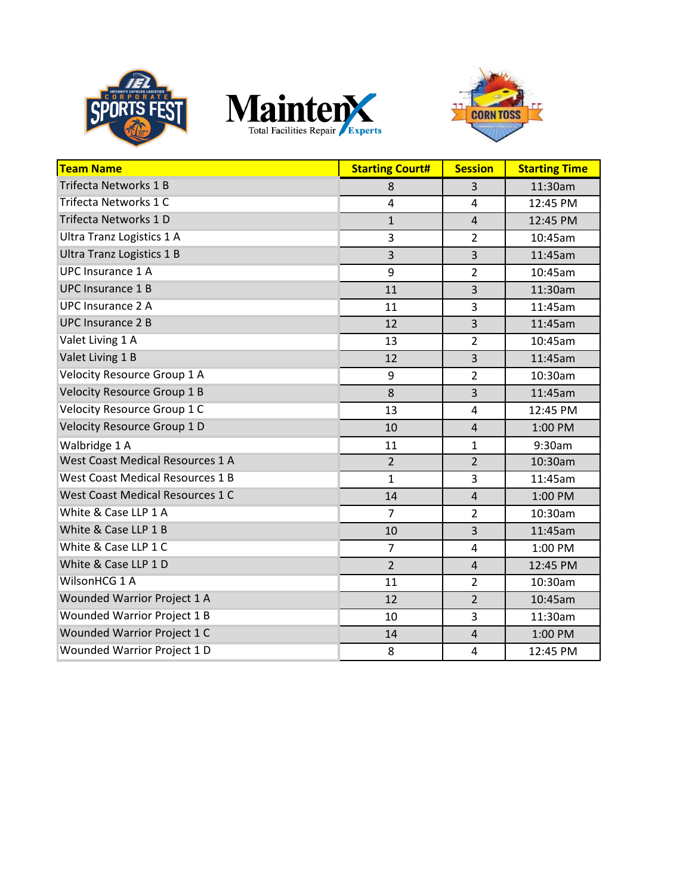| Team Name | Starting Court# | Session | Starting Time |
|---|---|---|---|
| Trifecta Networks 1 B | 8 | 3 | 11:30am |
| Trifecta Networks 1 C | 4 | 4 | 12:45 PM |
| Trifecta Networks 1 D | 1 | 4 | 12:45 PM |
| Ultra Tranz Logistics 1 A | 3 | 2 | 10:45am |
| Ultra Tranz Logistics 1 B | 3 | 3 | 11:45am |
| UPC Insurance 1 A | 9 | 2 | 10:45am |
| UPC Insurance 1 B | 11 | 3 | 11:30am |
| UPC Insurance 2 A | 11 | 3 | 11:45am |
| UPC Insurance 2 B | 12 | 3 | 11:45am |
| Valet Living 1 A | 13 | 2 | 10:45am |
| Valet Living 1 B | 12 | 3 | 11:45am |
| Velocity Resource Group 1 A | 9 | 2 | 10:30am |
| Velocity Resource Group 1 B | 8 | 3 | 11:45am |
| Velocity Resource Group 1 C | 13 | 4 | 12:45 PM |
| Velocity Resource Group 1 D | 10 | 4 | 1:00 PM |
| Walbridge 1 A | 11 | 1 | 9:30am |
| West Coast Medical Resources 1 A | 2 | 2 | 10:30am |
| West Coast Medical Resources 1 B | 1 | 3 | 11:45am |
| West Coast Medical Resources 1 C | 14 | 4 | 1:00 PM |
| White & Case LLP 1 A | 7 | 2 | 10:30am |
| White & Case LLP 1 B | 10 | 3 | 11:45am |
| White & Case LLP 1 C | 7 | 4 | 1:00 PM |
| White & Case LLP 1 D | 2 | 4 | 12:45 PM |
| WilsonHCG 1 A | 11 | 2 | 10:30am |
| Wounded Warrior Project 1 A | 12 | 2 | 10:45am |
| Wounded Warrior Project 1 B | 10 | 3 | 11:30am |
| Wounded Warrior Project 1 C | 14 | 4 | 1:00 PM |
| Wounded Warrior Project 1 D | 8 | 4 | 12:45 PM |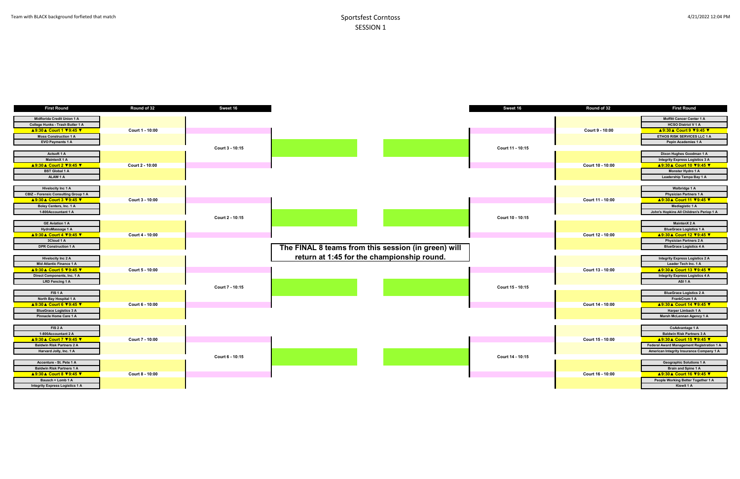Team with BLACK background forfieted that match

# Sportsfest Corntoss
## SESSION 1

4/21/2022 12:04 PM

| First Round | Round of 32 | Sweet 16 | | | Sweet 16 | Round of 32 | First Round |
|---|---|---|---|---|---|---|---|
| Midflorida Credit Union 1 A | | | | | | | Moffitt Cancer Center 1 A |
| College Hunks - Trash Butler 1 A | | | | | | | HCSO District V 1 A |
| ▲9:30▲ Court 1 ▼9:45 ▼ | Court 1 - 10:00 | | | | | Court 9 - 10:00 | ▲9:30▲ Court 9 ▼9:45 ▼ |
| Moss Construction 1 A | | | | | | | ETHOS RISK SERVICES LLC 1 A |
| EVO Payments 1 A | | | | | | | Pepin Academies 1 A |
| | | Court 3 - 10:15 | | | Court 11 - 10:15 | | |
| Actsoft 1 A | | | | | | | Dixon Hughes Goodman 1 A |
| MaintenX 1 A | | | | | | | Integrity Express Logistics 3 A |
| ▲9:30▲ Court 2 ▼9:45 ▼ | Court 2 - 10:00 | | | | | Court 10 - 10:00 | ▲9:30▲ Court 10 ▼9:45 ▼ |
| BST Global 1 A | | | | | | | Monster Hydro 1 A |
| ALAW 1 A | | | | | | | Leadership Tampa Bay 1 A |
| Hivelocity Inc 1 A | | | | | | | Walbridge 1 A |
| CBIZ – Forensic Consulting Group 1 A | | | | | | | Physician Partners 1 A |
| ▲9:30▲ Court 3 ▼9:45 ▼ | Court 3 - 10:00 | | | | | Court 11 - 10:00 | ▲9:30▲ Court 11 ▼9:45 ▼ |
| Boley Centers, Inc. 1 A | | | | | | | Mediagistic 1 A |
| 1-800Accountant 1 A | | | | | | | John's Hopkins All Children's Periop 1 A |
| | | Court 2 - 10:15 | | | Court 10 - 10:15 | | |
| GE Aviation 1 A | | | | | | | MaintenX 2 A |
| HydroMassage 1 A | | | | | | | BlueGrace Logistics 1 A |
| ▲9:30▲ Court 4 ▼9:45 ▼ | Court 4 - 10:00 | | | | | Court 12 - 10:00 | ▲9:30▲ Court 12 ▼9:45 ▼ |
| 3Cloud 1 A | | | | | | | Physician Partners 2 A |
| DPR Construction 1 A | | | | | | | BlueGrace Logistics 4 A |
| Hivelocity Inc 2 A | | | | | | | Integrity Express Logistics 2 A |
| Mid Atlantic Finance 1 A | | | | | | | Leader Tech Inc. 1 A |
| ▲9:30▲ Court 5 ▼9:45 ▼ | Court 5 - 10:00 | | | | | Court 13 - 10:00 | ▲9:30▲ Court 13 ▼9:45 ▼ |
| Direct Components, Inc. 1 A | | | | | | | Integrity Express Logistics 4 A |
| LRD Fencing 1 A | | | | | | | ASI 1 A |
| | | Court 7 - 10:15 | | | Court 15 - 10:15 | | |
| FIS 1 A | | | | | | | BlueGrace Logistics 2 A |
| North Bay Hospital 1 A | | | | | | | FrankCrum 1 A |
| ▲9:30▲ Court 6 ▼9:45 ▼ | Court 6 - 10:00 | | | | | Court 14 - 10:00 | ▲9:30▲ Court 14 ▼9:45 ▼ |
| BlueGrace Logistics 3 A | | | | | | | Harper Limbach 1 A |
| Pinnacle Home Care 1 A | | | | | | | Marsh McLennan Agency 1 A |
| FIS 2 A | | | | | | | CoAdvantage 1 A |
| 1-800Accountant 2 A | | | | | | | Baldwin Risk Partners 3 A |
| ▲9:30▲ Court 7 ▼9:45 ▼ | Court 7 - 10:00 | | | | | Court 15 - 10:00 | ▲9:30▲ Court 15 ▼9:45 ▼ |
| Baldwin Risk Partners 2 A | | | | | | | Federal Award Management Registration 1 A |
| Harvard Jolly, Inc. 1 A | | | | | | | American Integrity Insurance Company 1 A |
| | | Court 6 - 10:15 | | | Court 14 - 10:15 | | |
| Accenture - St. Pete 1 A | | | | | | | Geographic Solutions 1 A |
| Baldwin Risk Partners 1 A | | | | | | | Brain and Spine 1 A |
| ▲9:30▲ Court 8 ▼9:45 ▼ | Court 8 - 10:00 | | | | | Court 16 - 10:00 | ▲9:30▲ Court 16 ▼9:45 ▼ |
| Bausch + Lomb 1 A | | | | | | | People Working Better Together 1 A |
| Integrity Express Logistics 1 A | | | | | | | Kiewit 1 A |

**The FINAL 8 teams from this session (in green) will return at 1:45 for the championship round.**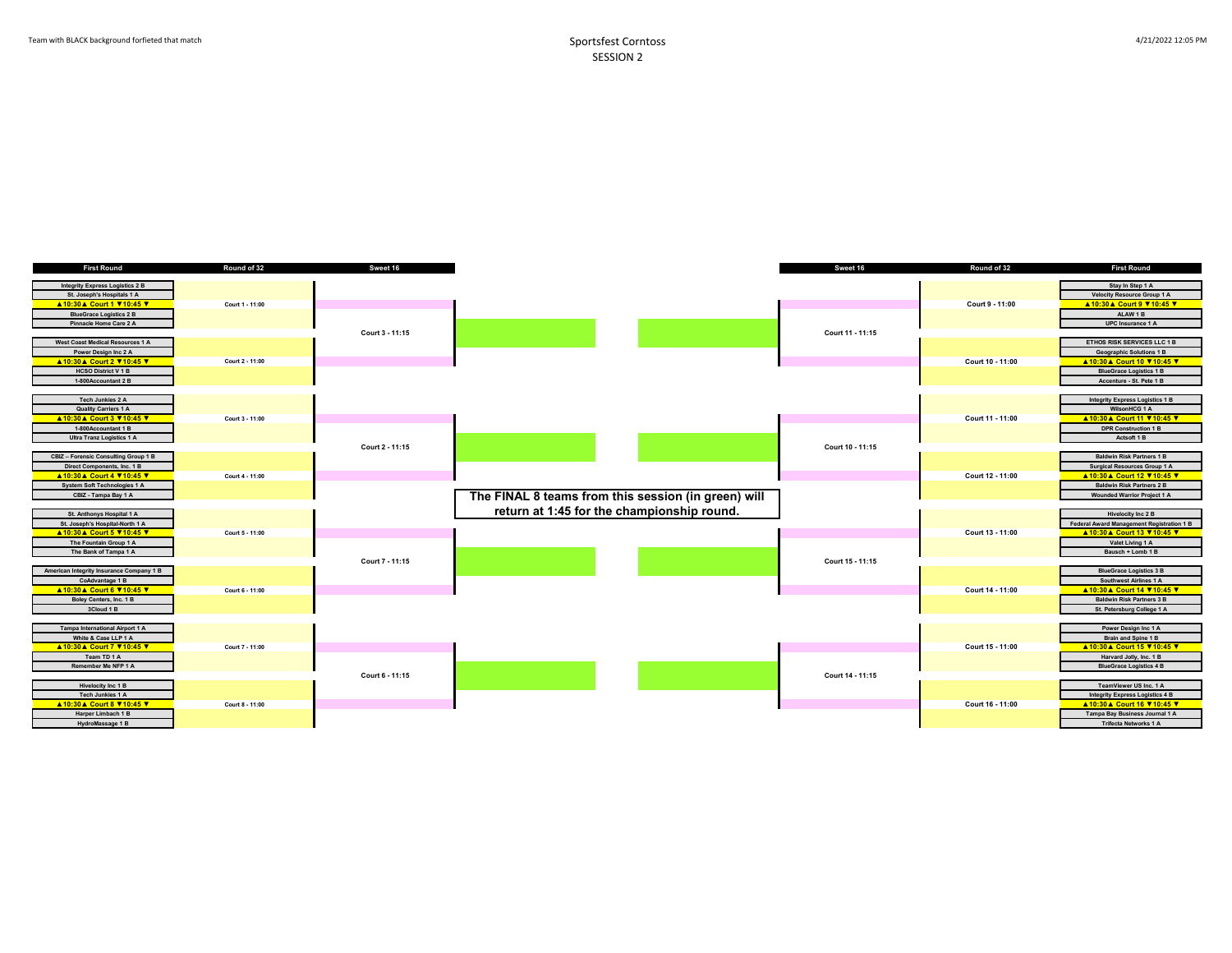Team with BLACK background forfieted that match

# Sportsfest Corntoss
## SESSION 2

4/21/2022 12:05 PM

| First Round | Round of 32 | Sweet 16 |
|---|---|---|
| Integrity Express Logistics 2 B | | |
| St. Joseph's Hospitals 1 A | | |
| ▲10:30▲ Court 1 ▼10:45 ▼ | Court 1 - 11:00 | |
| BlueGrace Logistics 2 B | | |
| Pinnacle Home Care 2 A | | Court 3 - 11:15 |
| West Coast Medical Resources 1 A | | |
| Power Design Inc 2 A | | |
| ▲10:30▲ Court 2 ▼10:45 ▼ | Court 2 - 11:00 | |
| HCSO District V 1 B | | |
| 1-800Accountant 2 B | | |
| Tech Junkies 2 A | | |
| Quality Carriers 1 A | | |
| ▲10:30▲ Court 3 ▼10:45 ▼ | Court 3 - 11:00 | |
| 1-800Accountant 1 B | | |
| Ultra Tranz Logistics 1 A | | Court 2 - 11:15 |
| CBIZ – Forensic Consulting Group 1 B | | |
| Direct Components, Inc. 1 B | | |
| ▲10:30▲ Court 4 ▼10:45 ▼ | Court 4 - 11:00 | |
| System Soft Technologies 1 A | | |
| CBIZ - Tampa Bay 1 A | | |
| St. Anthonys Hospital 1 A | | |
| St. Joseph's Hospital-North 1 A | | |
| ▲10:30▲ Court 5 ▼10:45 ▼ | Court 5 - 11:00 | |
| The Fountain Group 1 A | | |
| The Bank of Tampa 1 A | | Court 7 - 11:15 |
| American Integrity Insurance Company 1 B | | |
| CoAdvantage 1 B | | |
| ▲10:30▲ Court 6 ▼10:45 ▼ | Court 6 - 11:00 | |
| Boley Centers, Inc. 1 B | | |
| 3Cloud 1 B | | |
| Tampa International Airport 1 A | | |
| White & Case LLP 1 A | | |
| ▲10:30▲ Court 7 ▼10:45 ▼ | Court 7 - 11:00 | |
| Team TD 1 A | | |
| Remember Me NFP 1 A | | Court 6 - 11:15 |
| Hivelocity Inc 1 B | | |
| Tech Junkies 1 A | | |
| ▲10:30▲ Court 8 ▼10:45 ▼ | Court 8 - 11:00 | |
| Harper Limbach 1 B | | |
| HydroMassage 1 B | | |

**The FINAL 8 teams from this session (in green) will return at 1:45 for the championship round.**

| Sweet 16 | Round of 32 | First Round |
|---|---|---|
| | | Stay In Step 1 A |
| | | Velocity Resource Group 1 A |
| | Court 9 - 11:00 | ▲10:30▲ Court 9 ▼10:45 ▼ |
| | | ALAW 1 B |
| Court 11 - 11:15 | | UPC Insurance 1 A |
| | | ETHOS RISK SERVICES LLC 1 B |
| | | Geographic Solutions 1 B |
| | Court 10 - 11:00 | ▲10:30▲ Court 10 ▼10:45 ▼ |
| | | BlueGrace Logistics 1 B |
| | | Accenture - St. Pete 1 B |
| | | Integrity Express Logistics 1 B |
| | | WilsonHCG 1 A |
| | Court 11 - 11:00 | ▲10:30▲ Court 11 ▼10:45 ▼ |
| | | DPR Construction 1 B |
| Court 10 - 11:15 | | Actsoft 1 B |
| | | Baldwin Risk Partners 1 B |
| | | Surgical Resources Group 1 A |
| | Court 12 - 11:00 | ▲10:30▲ Court 12 ▼10:45 ▼ |
| | | Baldwin Risk Partners 2 B |
| | | Wounded Warrior Project 1 A |
| | | Hivelocity Inc 2 B |
| | | Federal Award Management Registration 1 B |
| | Court 13 - 11:00 | ▲10:30▲ Court 13 ▼10:45 ▼ |
| | | Valet Living 1 A |
| Court 15 - 11:15 | | Bausch + Lomb 1 B |
| | | BlueGrace Logistics 3 B |
| | | Southwest Airlines 1 A |
| | Court 14 - 11:00 | ▲10:30▲ Court 14 ▼10:45 ▼ |
| | | Baldwin Risk Partners 3 B |
| | | St. Petersburg College 1 A |
| | | Power Design Inc 1 A |
| | | Brain and Spine 1 B |
| | Court 15 - 11:00 | ▲10:30▲ Court 15 ▼10:45 ▼ |
| | | Harvard Jolly, Inc. 1 B |
| Court 14 - 11:15 | | BlueGrace Logistics 4 B |
| | | TeamViewer US Inc. 1 A |
| | | Integrity Express Logistics 4 B |
| | Court 16 - 11:00 | ▲10:30▲ Court 16 ▼10:45 ▼ |
| | | Tampa Bay Business Journal 1 A |
| | | Trifecta Networks 1 A |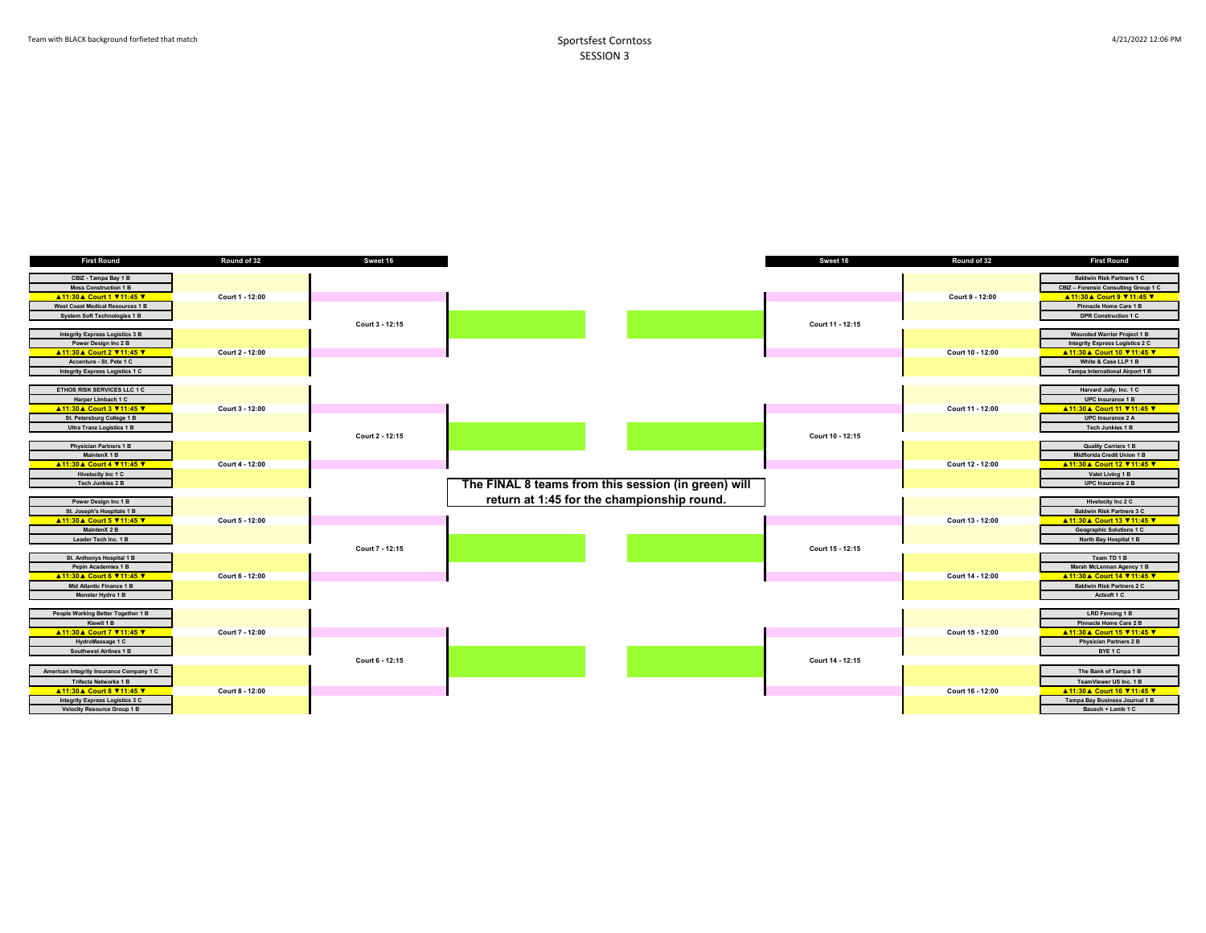Team with BLACK background forfieted that match

# Sportsfest Corntoss
## SESSION 3

4/21/2022 12:06 PM

| First Round | Round of 32 | Sweet 16 |
| --- | --- | --- |
| CBIZ - Tampa Bay 1 B | | |
| Moss Construction 1 B | | |
| ▲11:30▲ Court 1 ▼11:45 ▼ | Court 1 - 12:00 | |
| West Coast Medical Resources 1 B | | |
| System Soft Technologies 1 B | | Court 3 - 12:15 |
| Integrity Express Logistics 3 B | | |
| Power Design Inc 2 B | | |
| ▲11:30▲ Court 2 ▼11:45 ▼ | Court 2 - 12:00 | |
| Accenture - St. Pete 1 C | | |
| Integrity Express Logistics 1 C | | |
| ETHOS RISK SERVICES LLC 1 C | | |
| Harper Limbach 1 C | | |
| ▲11:30▲ Court 3 ▼11:45 ▼ | Court 3 - 12:00 | |
| St. Petersburg College 1 B | | |
| Ultra Tranz Logistics 1 B | | Court 2 - 12:15 |
| Physician Partners 1 B | | |
| MaintenX 1 B | | |
| ▲11:30▲ Court 4 ▼11:45 ▼ | Court 4 - 12:00 | |
| Hivelocity Inc 1 C | | |
| Tech Junkies 2 B | | |
| Power Design Inc 1 B | | |
| St. Joseph's Hospitals 1 B | | |
| ▲11:30▲ Court 5 ▼11:45 ▼ | Court 5 - 12:00 | |
| MaintenX 2 B | | |
| Leader Tech Inc. 1 B | | Court 7 - 12:15 |
| St. Anthonys Hospital 1 B | | |
| Pepin Academies 1 B | | |
| ▲11:30▲ Court 6 ▼11:45 ▼ | Court 6 - 12:00 | |
| Mid Atlantic Finance 1 B | | |
| Monster Hydro 1 B | | |
| People Working Better Together 1 B | | |
| Kiewit 1 B | | |
| ▲11:30▲ Court 7 ▼11:45 ▼ | Court 7 - 12:00 | |
| HydroMassage 1 C | | |
| Southwest Airlines 1 B | | Court 6 - 12:15 |
| American Integrity Insurance Company 1 C | | |
| Trifecta Networks 1 B | | |
| ▲11:30▲ Court 8 ▼11:45 ▼ | Court 8 - 12:00 | |
| Integrity Express Logistics 3 C | | |
| Velocity Resource Group 1 B | | |

**The FINAL 8 teams from this session (in green) will return at 1:45 for the championship round.**

| Sweet 16 | Round of 32 | First Round |
| --- | --- | --- |
| | | Baldwin Risk Partners 1 C |
| | | CBIZ – Forensic Consulting Group 1 C |
| | Court 9 - 12:00 | ▲11:30▲ Court 9 ▼11:45 ▼ |
| | | Pinnacle Home Care 1 B |
| Court 11 - 12:15 | | DPR Construction 1 C |
| | | Wounded Warrior Project 1 B |
| | | Integrity Express Logistics 2 C |
| | Court 10 - 12:00 | ▲11:30▲ Court 10 ▼11:45 ▼ |
| | | White & Case LLP 1 B |
| | | Tampa International Airport 1 B |
| | | Harvard Jolly, Inc. 1 C |
| | | UPC Insurance 1 B |
| | Court 11 - 12:00 | ▲11:30▲ Court 11 ▼11:45 ▼ |
| | | UPC Insurance 2 A |
| Court 10 - 12:15 | | Tech Junkies 1 B |
| | | Quality Carriers 1 B |
| | | Midflorida Credit Union 1 B |
| | Court 12 - 12:00 | ▲11:30▲ Court 12 ▼11:45 ▼ |
| | | Valet Living 1 B |
| | | UPC Insurance 2 B |
| | | Hivelocity Inc 2 C |
| | | Baldwin Risk Partners 3 C |
| | Court 13 - 12:00 | ▲11:30▲ Court 13 ▼11:45 ▼ |
| | | Geographic Solutions 1 C |
| Court 15 - 12:15 | | North Bay Hospital 1 B |
| | | Team TD 1 B |
| | | Marsh McLennan Agency 1 B |
| | Court 14 - 12:00 | ▲11:30▲ Court 14 ▼11:45 ▼ |
| | | Baldwin Risk Partners 2 C |
| | | Actsoft 1 C |
| | | LRD Fencing 1 B |
| | | Pinnacle Home Care 2 B |
| | Court 15 - 12:00 | ▲11:30▲ Court 15 ▼11:45 ▼ |
| | | Physician Partners 2 B |
| Court 14 - 12:15 | | BYE 1 C |
| | | The Bank of Tampa 1 B |
| | | TeamViewer US Inc. 1 B |
| | Court 16 - 12:00 | ▲11:30▲ Court 16 ▼11:45 ▼ |
| | | Tampa Bay Business Journal 1 B |
| | | Bausch + Lomb 1 C |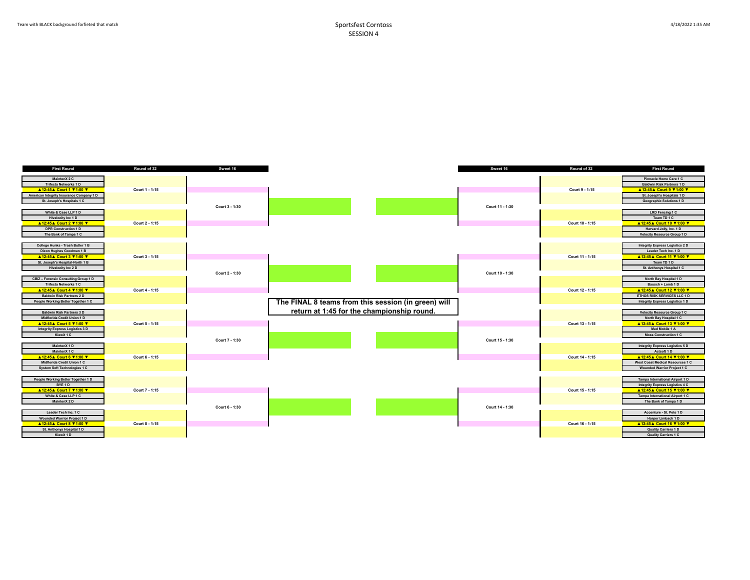Team with BLACK background forfieted that match

# Sportsfest Corntoss
## SESSION 4

4/18/2022 1:35 AM

### Left Bracket

| First Round | Round of 32 | Sweet 16 |
|---|---|---|
| MaintenX 2 C | | |
| Trifecta Networks 1 D | | |
| ▲12:45▲ Court 1 ▼1:00 ▼ | Court 1 - 1:15 | |
| American Integrity Insurance Company 1 D | | |
| St. Joseph's Hospitals 1 C | | |
| | | Court 3 - 1:30 |
| White & Case LLP 1 D | | |
| Hivelocity Inc 1 D | | |
| ▲12:45▲ Court 2 ▼1:00 ▼ | Court 2 - 1:15 | |
| DPR Construction 1 D | | |
| The Bank of Tampa 1 C | | |
| College Hunks - Trash Butler 1 B | | |
| Dixon Hughes Goodman 1 B | | |
| ▲12:45▲ Court 3 ▼1:00 ▼ | Court 3 - 1:15 | |
| St. Joseph's Hospital-North 1 B | | |
| Hivelocity Inc 2 D | | |
| | | Court 2 - 1:30 |
| CBIZ – Forensic Consulting Group 1 D | | |
| Trifecta Networks 1 C | | |
| ▲12:45▲ Court 4 ▼1:00 ▼ | Court 4 - 1:15 | |
| Baldwin Risk Partners 2 D | | |
| People Working Better Together 1 C | | |
| Baldwin Risk Partners 3 D | | |
| Midflorida Credit Union 1 D | | |
| ▲12:45▲ Court 5 ▼1:00 ▼ | Court 5 - 1:15 | |
| Integrity Express Logistics 3 D | | |
| Kiewit 1 C | | |
| | | Court 7 - 1:30 |
| MaintenX 1 D | | |
| MaintenX 1 C | | |
| ▲12:45▲ Court 6 ▼1:00 ▼ | Court 6 - 1:15 | |
| Midflorida Credit Union 1 C | | |
| System Soft Technologies 1 C | | |
| People Working Better Together 1 D | | |
| BYE 1 D | | |
| ▲12:45▲ Court 7 ▼1:00 ▼ | Court 7 - 1:15 | |
| White & Case LLP 1 C | | |
| MaintenX 2 D | | |
| | | Court 6 - 1:30 |
| Leader Tech Inc. 1 C | | |
| Wounded Warrior Project 1 D | | |
| ▲12:45▲ Court 8 ▼1:00 ▼ | Court 8 - 1:15 | |
| St. Anthonys Hospital 1 D | | |
| Kiewit 1 D | | |

**The FINAL 8 teams from this session (in green) will return at 1:45 for the championship round.**

### Right Bracket

| Sweet 16 | Round of 32 | First Round |
|---|---|---|
| | | Pinnacle Home Care 1 C |
| | | Baldwin Risk Partners 1 D |
| | Court 9 - 1:15 | ▲12:45▲ Court 9 ▼1:00 ▼ |
| | | St. Joseph's Hospitals 1 D |
| | | Geographic Solutions 1 D |
| Court 11 - 1:30 | | |
| | | LRD Fencing 1 C |
| | | Team TD 1 C |
| | Court 10 - 1:15 | ▲12:45▲ Court 10 ▼1:00 ▼ |
| | | Harvard Jolly, Inc. 1 D |
| | | Velocity Resource Group 1 D |
| | | Integrity Express Logistics 2 D |
| | | Leader Tech Inc. 1 D |
| | Court 11 - 1:15 | ▲12:45▲ Court 11 ▼1:00 ▼ |
| | | Team TD 1 D |
| | | St. Anthonys Hospital 1 C |
| Court 10 - 1:30 | | |
| | | North Bay Hospital 1 D |
| | | Bausch + Lomb 1 D |
| | Court 12 - 1:15 | ▲12:45▲ Court 12 ▼1:00 ▼ |
| | | ETHOS RISK SERVICES LLC 1 D |
| | | Integrity Express Logistics 1 D |
| | | Velocity Resource Group 1 C |
| | | North Bay Hospital 1 C |
| | Court 13 - 1:15 | ▲12:45▲ Court 13 ▼1:00 ▼ |
| | | Mad Mobile 1 A |
| | | Moss Construction 1 C |
| Court 15 - 1:30 | | |
| | | Integrity Express Logistics 5 D |
| | | Actsoft 1 D |
| | Court 14 - 1:15 | ▲12:45▲ Court 14 ▼1:00 ▼ |
| | | West Coast Medical Resources 1 C |
| | | Wounded Warrior Project 1 C |
| | | Tampa International Airport 1 D |
| | | Integrity Express Logistics 4 C |
| | Court 15 - 1:15 | ▲12:45▲ Court 15 ▼1:00 ▼ |
| | | Tampa International Airport 1 C |
| | | The Bank of Tampa 1 D |
| Court 14 - 1:30 | | |
| | | Accenture - St. Pete 1 D |
| | | Harper Limbach 1 D |
| | Court 16 - 1:15 | ▲12:45▲ Court 16 ▼1:00 ▼ |
| | | Quality Carriers 1 D |
| | | Quality Carriers 1 C |